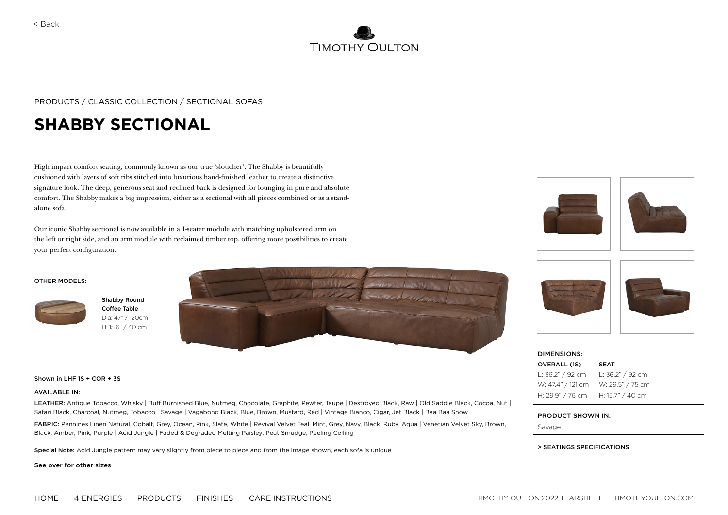< Back

TIMOTHY OULTON

PRODUCTS / CLASSIC COLLECTION / SECTIONAL SOFAS

# SHABBY SECTIONAL

High impact comfort seating, commonly known as our true 'sloucher'. The Shabby is beautifully cushioned with layers of soft ribs stitched into luxurious hand-finished leather to create a distinctive signature look. The deep, generous seat and reclined back is designed for lounging in pure and absolute comfort. The Shabby makes a big impression, either as a sectional with all pieces combined or as a stand-alone sofa.

Our iconic Shabby sectional is now available in a 1-seater module with matching upholstered arm on the left or right side, and an arm module with reclaimed timber top, offering more possibilities to create your perfect configuration.

OTHER MODELS:

**Shabby Round Coffee Table**
Dia: 47" / 120cm
H: 15.6" / 40 cm

**Shown in LHF 1S + COR + 3S**

AVAILABLE IN:

**LEATHER:** Antique Tobacco, Whisky | Buff Burnished Blue, Nutmeg, Chocolate, Graphite, Pewter, Taupe | Destroyed Black, Raw | Old Saddle Black, Cocoa, Nut | Safari Black, Charcoal, Nutmeg, Tobacco | Savage | Vagabond Black, Blue, Brown, Mustard, Red | Vintage Bianco, Cigar, Jet Black | Baa Baa Snow

**FABRIC:** Pennines Linen Natural, Cobalt, Grey, Ocean, Pink, Slate, White | Revival Velvet Teal, Mint, Grey, Navy, Black, Ruby, Aqua | Venetian Velvet Sky, Brown, Black, Amber, Pink, Purple | Acid Jungle | Faded & Degraded Melting Paisley, Peat Smudge, Peeling Ceiling

**Special Note:** Acid Jungle pattern may vary slightly from piece to piece and from the image shown, each sofa is unique.

**See over for other sizes**

DIMENSIONS:

| OVERALL (1S) | SEAT |
|---|---|
| L: 36.2" / 92 cm | L: 36.2" / 92 cm |
| W: 47.4" / 121 cm | W: 29.5" / 75 cm |
| H: 29.9" / 76 cm | H: 15.7" / 40 cm |

PRODUCT SHOWN IN:

Savage

> SEATINGS SPECIFICATIONS

HOME | 4 ENERGIES | PRODUCTS | FINISHES | CARE INSTRUCTIONS

TIMOTHY OULTON 2022 TEARSHEET | TIMOTHYOULTON.COM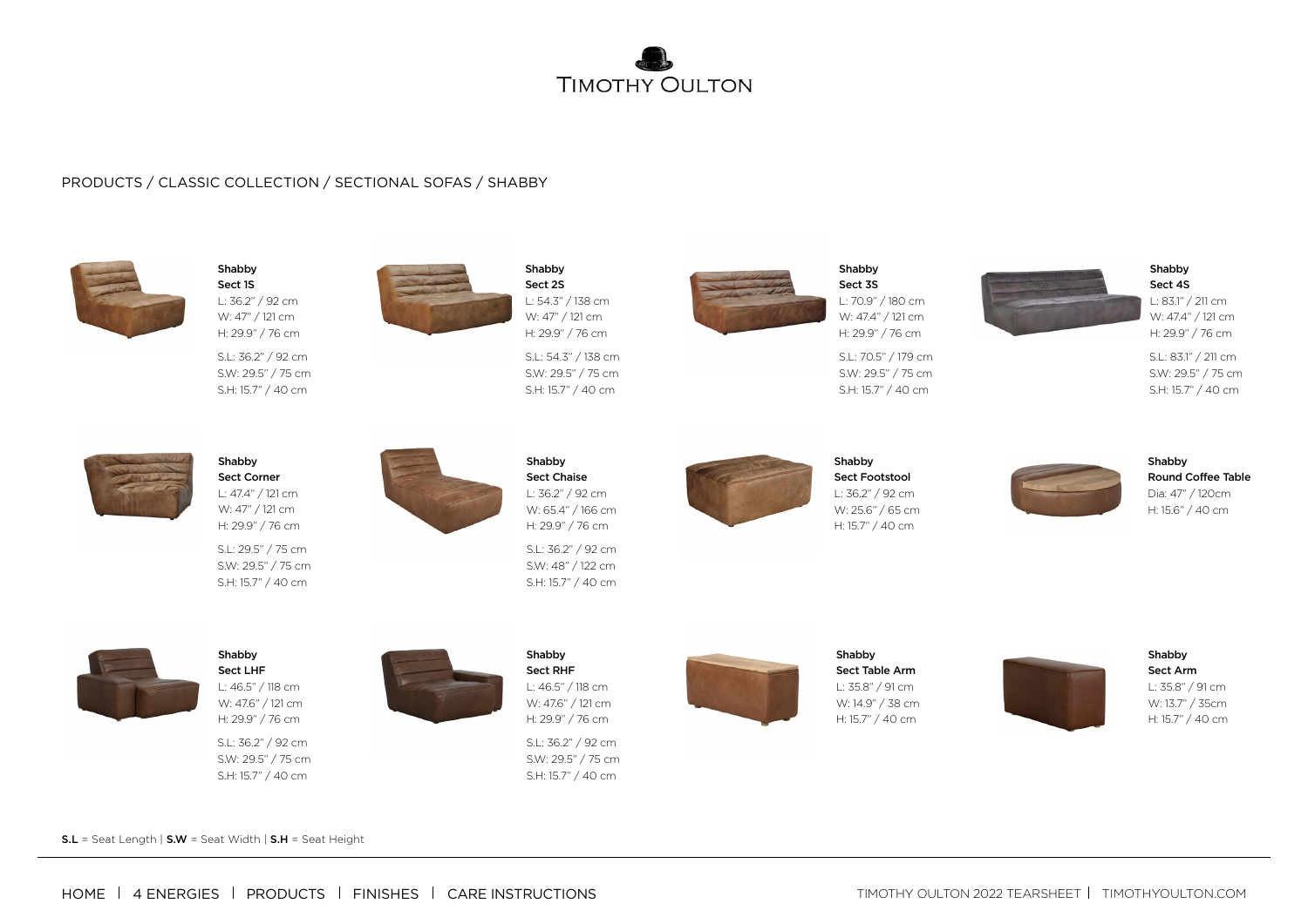TIMOTHY OULTON

PRODUCTS / CLASSIC COLLECTION / SECTIONAL SOFAS / SHABBY

**Shabby**
**Sect 1S**
L: 36.2" / 92 cm
W: 47" / 121 cm
H: 29.9" / 76 cm

S.L: 36.2" / 92 cm
S.W: 29.5" / 75 cm
S.H: 15.7" / 40 cm

**Shabby**
**Sect 2S**
L: 54.3" / 138 cm
W: 47" / 121 cm
H: 29.9" / 76 cm

S.L: 54.3" / 138 cm
S.W: 29.5" / 75 cm
S.H: 15.7" / 40 cm

**Shabby**
**Sect 3S**
L: 70.9" / 180 cm
W: 47.4" / 121 cm
H: 29.9" / 76 cm

S.L: 70.5" / 179 cm
S.W: 29.5" / 75 cm
S.H: 15.7" / 40 cm

**Shabby**
**Sect 4S**
L: 83.1" / 211 cm
W: 47.4" / 121 cm
H: 29.9" / 76 cm

S.L: 83.1" / 211 cm
S.W: 29.5" / 75 cm
S.H: 15.7" / 40 cm

**Shabby**
**Sect Corner**
L: 47.4" / 121 cm
W: 47" / 121 cm
H: 29.9" / 76 cm

S.L: 29.5" / 75 cm
S.W: 29.5" / 75 cm
S.H: 15.7" / 40 cm

**Shabby**
**Sect Chaise**
L: 36.2" / 92 cm
W: 65.4" / 166 cm
H: 29.9" / 76 cm

S.L: 36.2" / 92 cm
S.W: 48" / 122 cm
S.H: 15.7" / 40 cm

**Shabby**
**Sect Footstool**
L: 36.2" / 92 cm
W: 25.6" / 65 cm
H: 15.7" / 40 cm

**Shabby**
**Round Coffee Table**
Dia: 47" / 120cm
H: 15.6" / 40 cm

**Shabby**
**Sect LHF**
L: 46.5" / 118 cm
W: 47.6" / 121 cm
H: 29.9" / 76 cm

S.L: 36.2" / 92 cm
S.W: 29.5" / 75 cm
S.H: 15.7" / 40 cm

**Shabby**
**Sect RHF**
L: 46.5" / 118 cm
W: 47.6" / 121 cm
H: 29.9" / 76 cm

S.L: 36.2" / 92 cm
S.W: 29.5" / 75 cm
S.H: 15.7" / 40 cm

**Shabby**
**Sect Table Arm**
L: 35.8" / 91 cm
W: 14.9" / 38 cm
H: 15.7" / 40 cm

**Shabby**
**Sect Arm**
L: 35.8" / 91 cm
W: 13.7" / 35cm
H: 15.7" / 40 cm

**S.L** = Seat Length | **S.W** = Seat Width | **S.H** = Seat Height

HOME | 4 ENERGIES | PRODUCTS | FINISHES | CARE INSTRUCTIONS

TIMOTHY OULTON 2022 TEARSHEET | TIMOTHYOULTON.COM